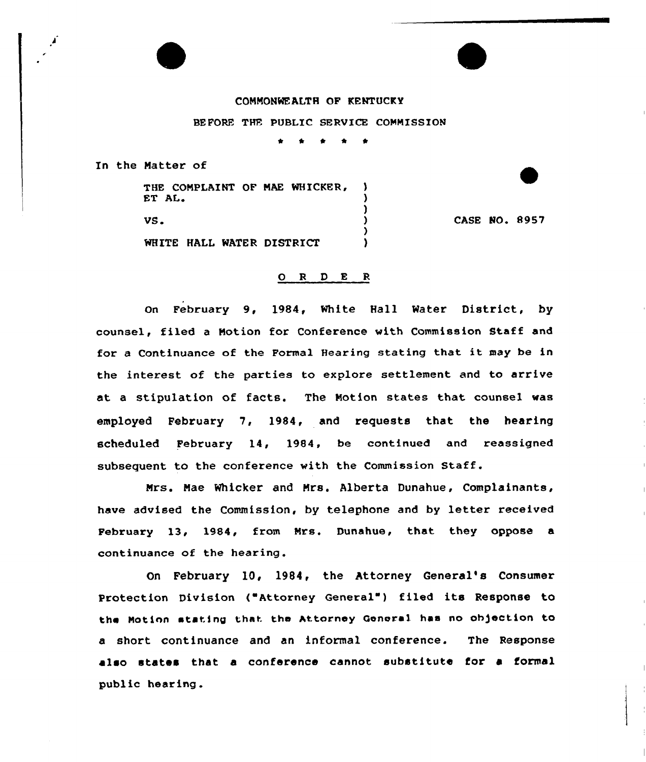COMMONWEALTH OF KENTUCKY

BEFORE THE PUBLIC SERVICE COMMISSION

\* \* \* \* \*

In the Matter of

THE COMPLAINT OF MAE WHICKER, ET AL.

VS.

WHITE HALL WATER DISTRICT

CASE NO. 8957

## O R D E R

On February 9, 1984, White Hall Water District, by counsel, filed a Motion for Conference with Commission Staff and for a Continuance of the Formal Hearing stating that it may be in the interest of the parties to explore settlement and to arrive at a stipulation of facts. The Motion states that counsel was employed February 7, 1984, and requests that the hearing scheduled February 14, 1984, be continued and reassigned subsequent to the conference with the Commission Staff.

Mrs. Mae Whicker and Mrs. Alberta Dunahue, Complainants, have advised the Commission, by telephone and by letter received February 13, 1984, from Mrs. Dunahue, that they oppose a continuance of the hearing.

On February 10, 1984, the Attorney General's Consumer Protection Division ("Attorney General") filed its Response to the Motion stating that the Attorney General has no objection to a short continuance and an informal conference. The Response also states that a conference cannot substitute for a formal public hearing.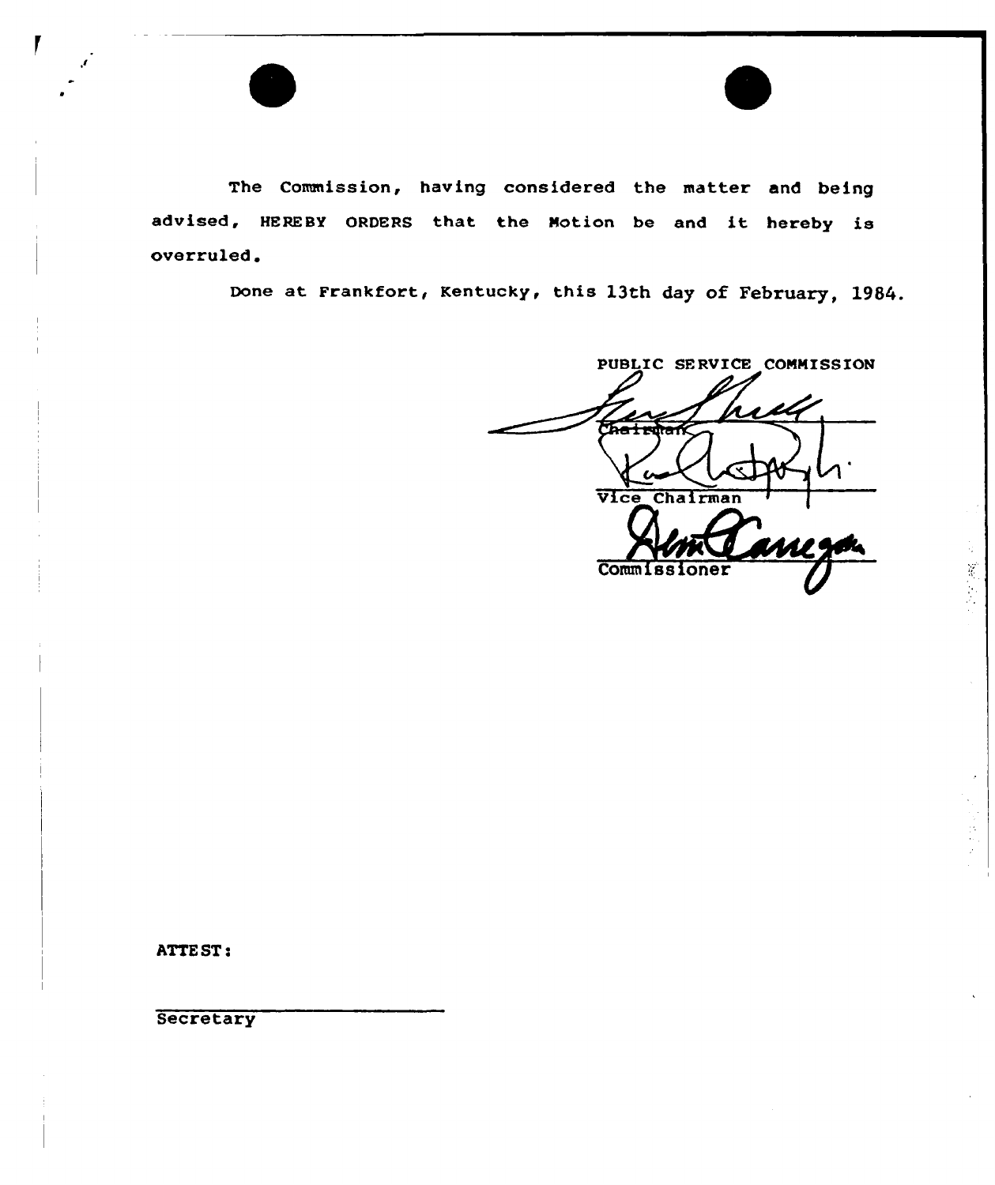The Commission, having considered the matter and being advised, HEREBY ORDERS that the Motion be and it hereby is overruled.

Done at Frankfort, Kentucky, this 13th day of February, 1984.

PUBLIC SERVICE COMMISSION

Chairman

Vice Chairman

Commissioner

ATTEST:

Secretary